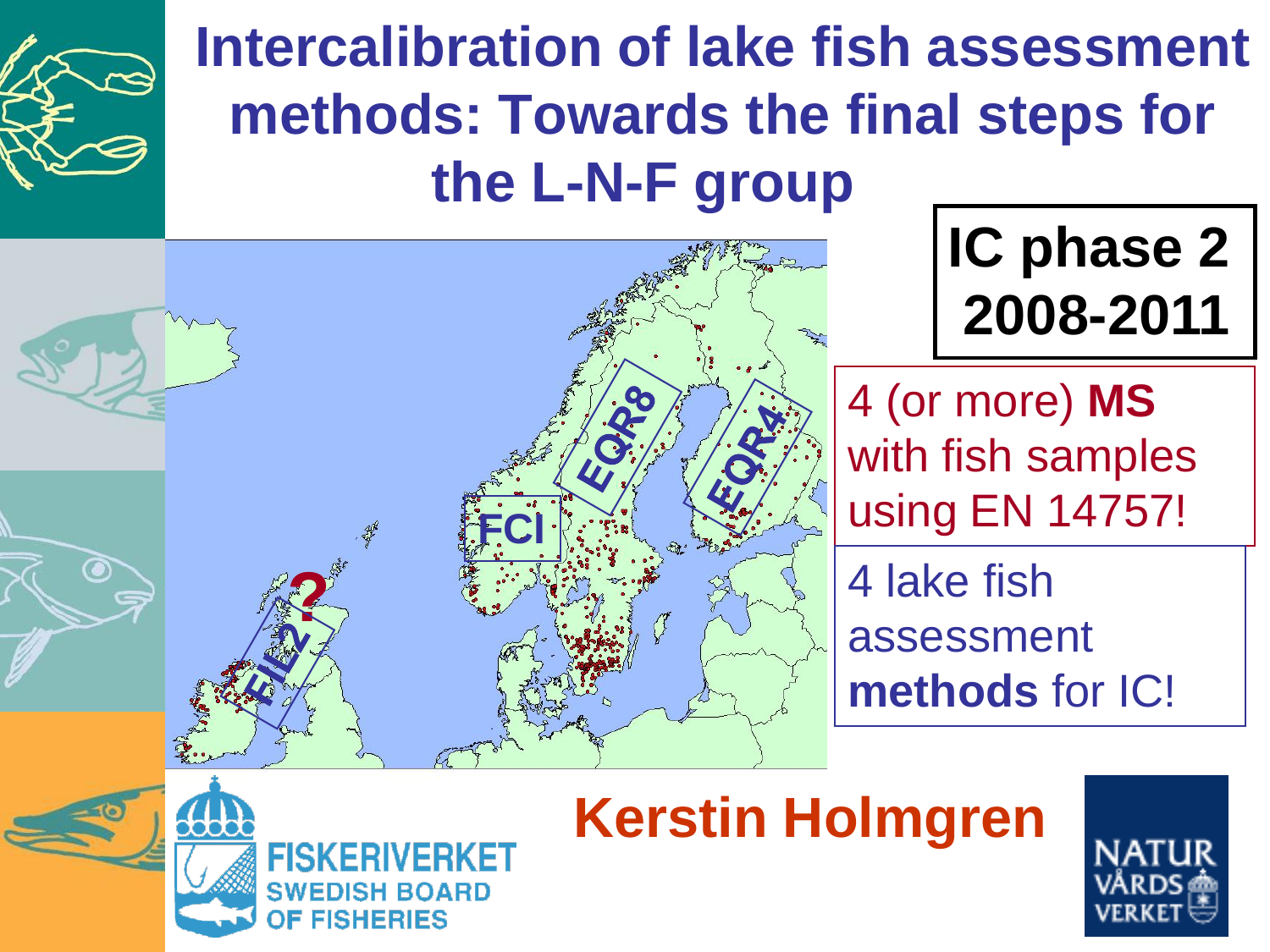# Intercalibration of lake fish assessment methods: Towards the final steps for the L-N-F group

**IC phase 2 2008-2011**

4 (or more) **MS** with fish samples using EN 14757!

4 lake fish assessment **methods** for IC!

EQR8

EQR4

FCI

FIL2

?

FISKERIVERKET
SWEDISH BOARD OF FISHERIES

**Kerstin Holmgren**

NATUR VÅRDS VERKET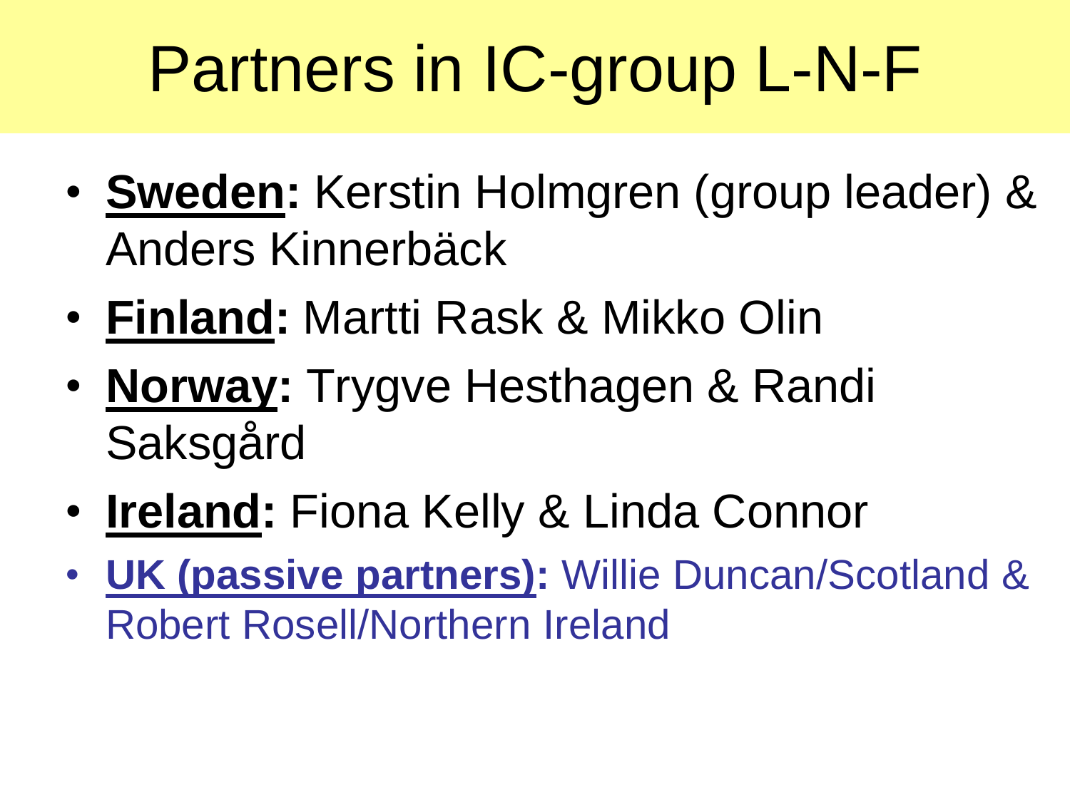# Partners in IC-group L-N-F

- **Sweden:** Kerstin Holmgren (group leader) & Anders Kinnerbäck
- **Finland:** Martti Rask & Mikko Olin
- **Norway:** Trygve Hesthagen & Randi Saksgård
- **Ireland:** Fiona Kelly & Linda Connor
- **UK (passive partners):** Willie Duncan/Scotland & Robert Rosell/Northern Ireland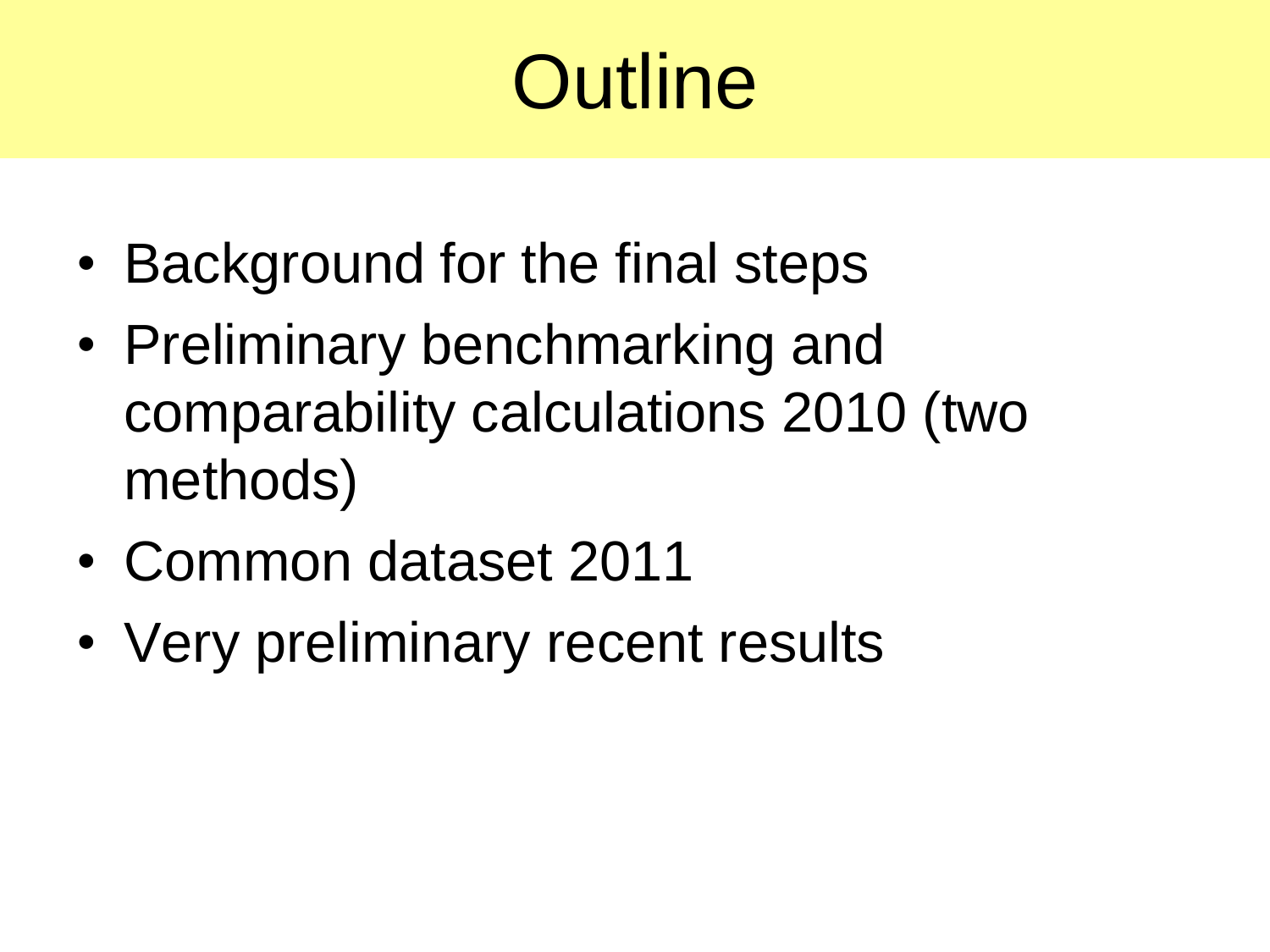# Outline

- Background for the final steps
- Preliminary benchmarking and comparability calculations 2010 (two methods)
- Common dataset 2011
- Very preliminary recent results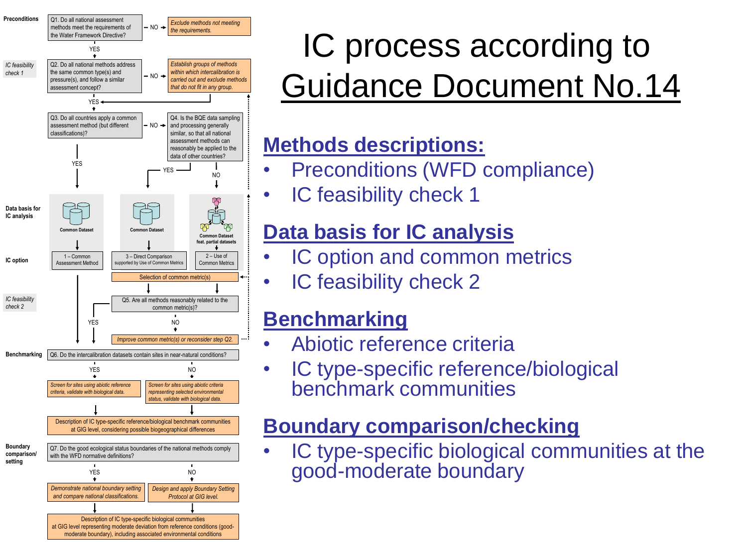# IC process according to Guidance Document No.14

**Preconditions**

Q1. Do all national assessment methods meet the requirements of the Water Framework Directive? — NO → *Exclude methods not meeting the requirements.*

YES

*IC feasibility check 1*

Q2. Do all national methods address the same common type(s) and pressure(s), and follow a similar assessment concept? — NO → *Establish groups of methods within which intercalibration is carried out and exclude methods that do not fit in any group.*

YES

Q3. Do all countries apply a common assessment method (but different classifications)? — NO → Q4. Is the BQE data sampling and processing generally similar, so that all national assessment methods can reasonably be applied to the data of other countries?

Q3 YES → Common Dataset → 1 – Common Assessment Method

Q4 YES → Common Dataset → 3 – Direct Comparison supported by Use of Common Metrics

Q4 NO → Common Dataset feat. partial datasets → 2 – Use of Common Metrics

**Data basis for IC analysis**

**IC option**

Selection of common metric(s)

*IC feasibility check 2*

Q5. Are all methods reasonably related to the common metric(s)? — YES / NO → *Improve common metric(s) or reconsider step Q2.*

**Benchmarking**

Q6. Do the intercalibration datasets contain sites in near-natural conditions?

- YES → *Screen for sites using abiotic reference criteria, validate with biological data.*
- NO → *Screen for sites using abiotic criteria representing selected environmental status, validate with biological data.*

Description of IC type-specific reference/biological benchmark communities at GIG level, considering possible biogeographical differences

**Boundary comparison/ setting**

Q7. Do the good ecological status boundaries of the national methods comply with the WFD normative definitions?

- YES → *Demonstrate national boundary setting and compare national classifications.*
- NO → *Design and apply Boundary Setting Protocol at GIG level.*

Description of IC type-specific biological communities at GIG level representing moderate deviation from reference conditions (good-moderate boundary), including associated environmental conditions

## Methods descriptions:

- Preconditions (WFD compliance)
- IC feasibility check 1

## Data basis for IC analysis

- IC option and common metrics
- IC feasibility check 2

## Benchmarking

- Abiotic reference criteria
- IC type-specific reference/biological benchmark communities

## Boundary comparison/checking

- IC type-specific biological communities at the good-moderate boundary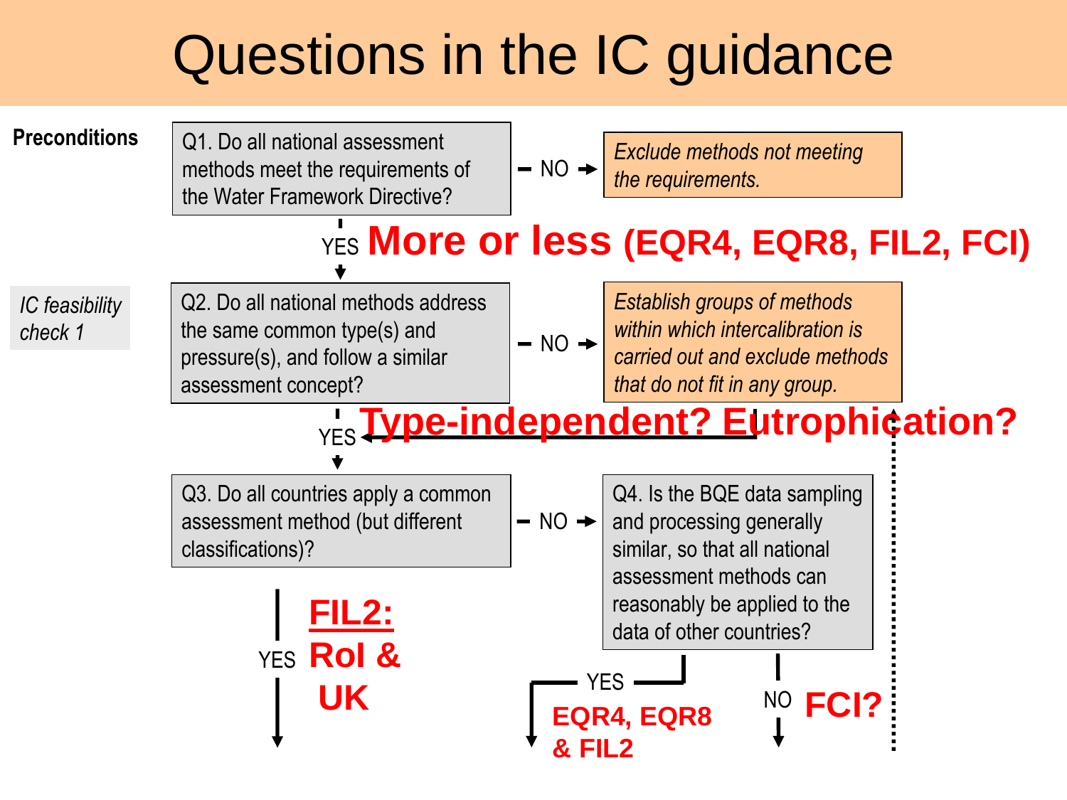# Questions in the IC guidance

**Preconditions**

Q1. Do all national assessment methods meet the requirements of the Water Framework Directive?

– NO → *Exclude methods not meeting the requirements.*

YES **More or less (EQR4, EQR8, FIL2, FCI)**

*IC feasibility check 1*

Q2. Do all national methods address the same common type(s) and pressure(s), and follow a similar assessment concept?

– NO → *Establish groups of methods within which intercalibration is carried out and exclude methods that do not fit in any group.*

YES **Type-independent? Eutrophication?**

Q3. Do all countries apply a common assessment method (but different classifications)?

– NO → Q4. Is the BQE data sampling and processing generally similar, so that all national assessment methods can reasonably be applied to the data of other countries?

Q3 YES: **FIL2: RoI & UK**

Q4 YES: **EQR4, EQR8 & FIL2**

Q4 NO: **FCI?**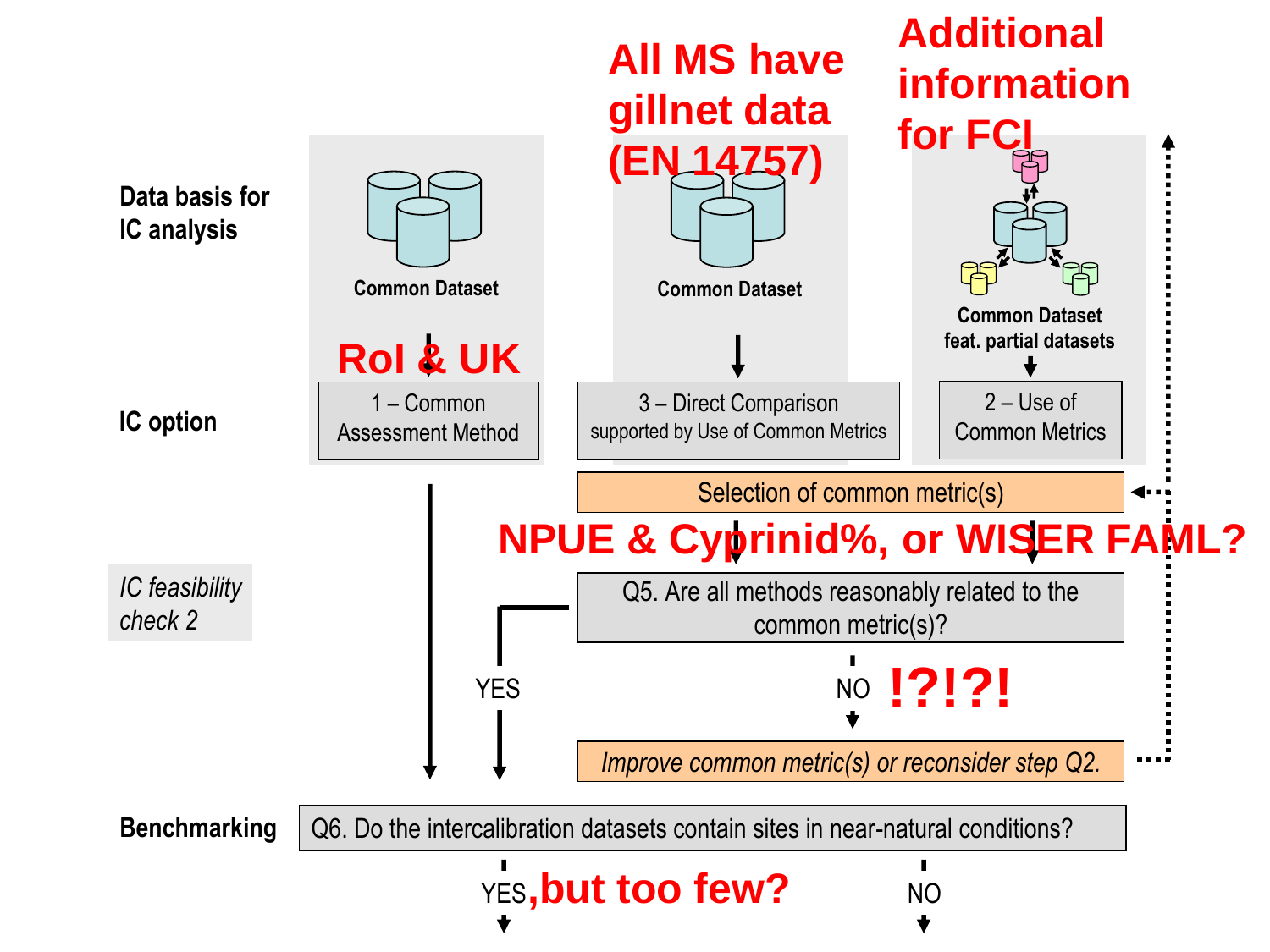**Data basis for IC analysis**

| Common Dataset | Common Dataset | Common Dataset feat. partial datasets |
|---|---|---|
| RoI & UK | All MS have gillnet data (EN 14757) | Additional information for FCI |
| 1 – Common Assessment Method | 3 – Direct Comparison supported by Use of Common Metrics | 2 – Use of Common Metrics |

**IC option**

Selection of common metric(s)

**NPUE & Cyprinid%, or WISER FAML?**

*IC feasibility check 2*

Q5. Are all methods reasonably related to the common metric(s)?

YES

NO **!?!?!**

*Improve common metric(s) or reconsider step Q2.*

**Benchmarking**

Q6. Do the intercalibration datasets contain sites in near-natural conditions?

YES**, but too few?**

NO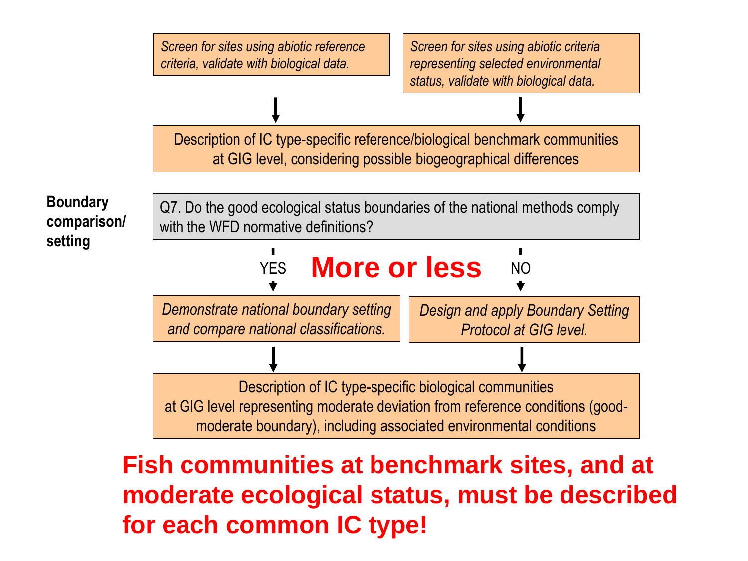*Screen for sites using abiotic reference criteria, validate with biological data.*

*Screen for sites using abiotic criteria representing selected environmental status, validate with biological data.*

↓

Description of IC type-specific reference/biological benchmark communities at GIG level, considering possible biogeographical differences

**Boundary comparison/ setting**

Q7. Do the good ecological status boundaries of the national methods comply with the WFD normative definitions?

YES ↓ **More or less** NO ↓

*Demonstrate national boundary setting and compare national classifications.*

*Design and apply Boundary Setting Protocol at GIG level.*

↓

Description of IC type-specific biological communities at GIG level representing moderate deviation from reference conditions (good-moderate boundary), including associated environmental conditions

**Fish communities at benchmark sites, and at moderate ecological status, must be described for each common IC type!**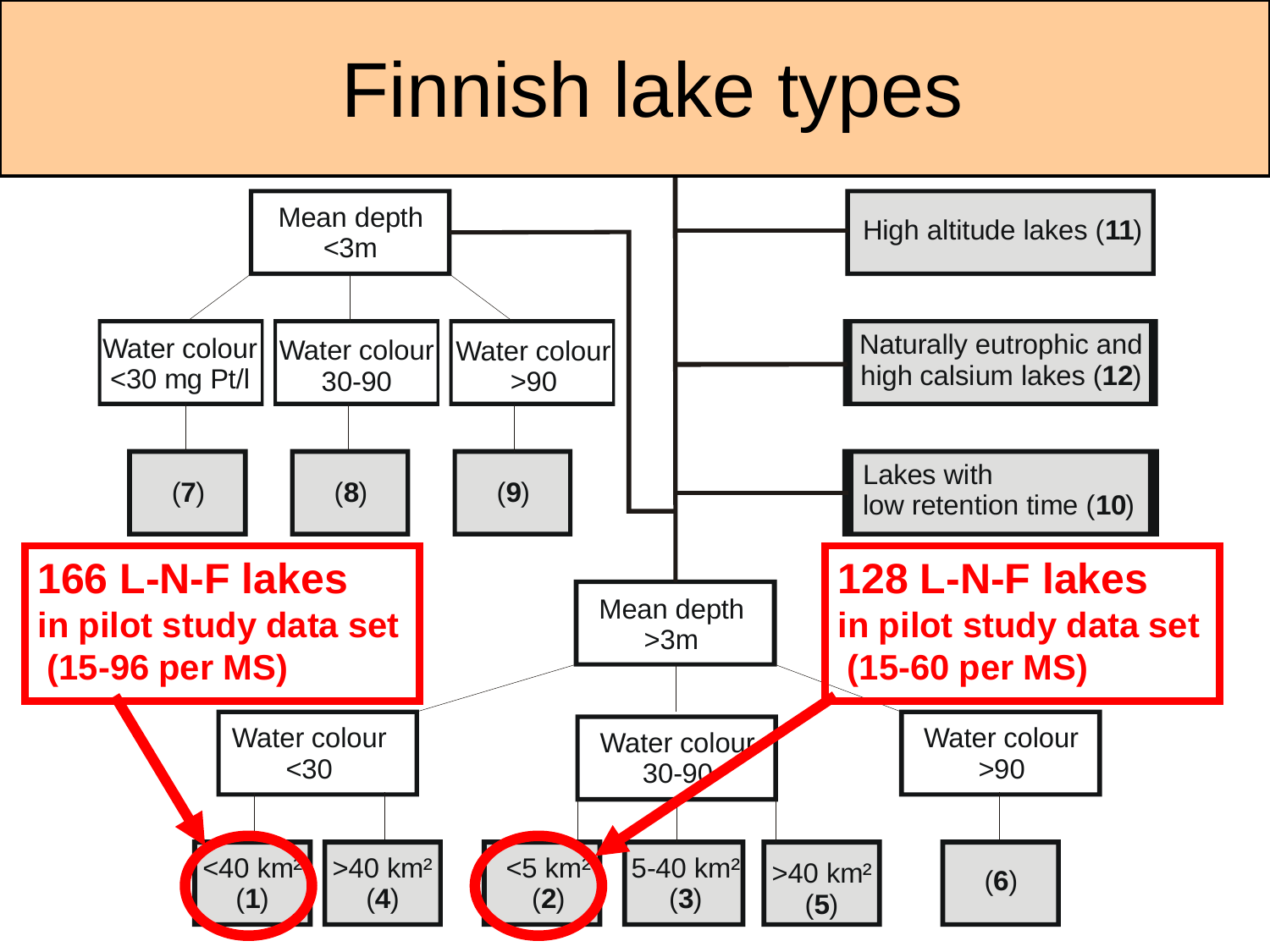# Finnish lake types

- Mean depth <3m
  - Water colour <30 mg Pt/l → **(7)**
  - Water colour 30-90 → **(8)**
  - Water colour >90 → **(9)**
- High altitude lakes (**11**)
- Naturally eutrophic and high calsium lakes (**12**)
- Lakes with low retention time (**10**)
- Mean depth >3m
  - Water colour <30
    - <40 km² **(1)**
    - >40 km² **(4)**
  - Water colour 30-90
    - <5 km² **(2)**
    - 5-40 km² **(3)**
    - >40 km² **(5)**
  - Water colour >90 → **(6)**

**166 L-N-F lakes in pilot study data set (15-96 per MS)** → (1)

**128 L-N-F lakes in pilot study data set (15-60 per MS)** → (2)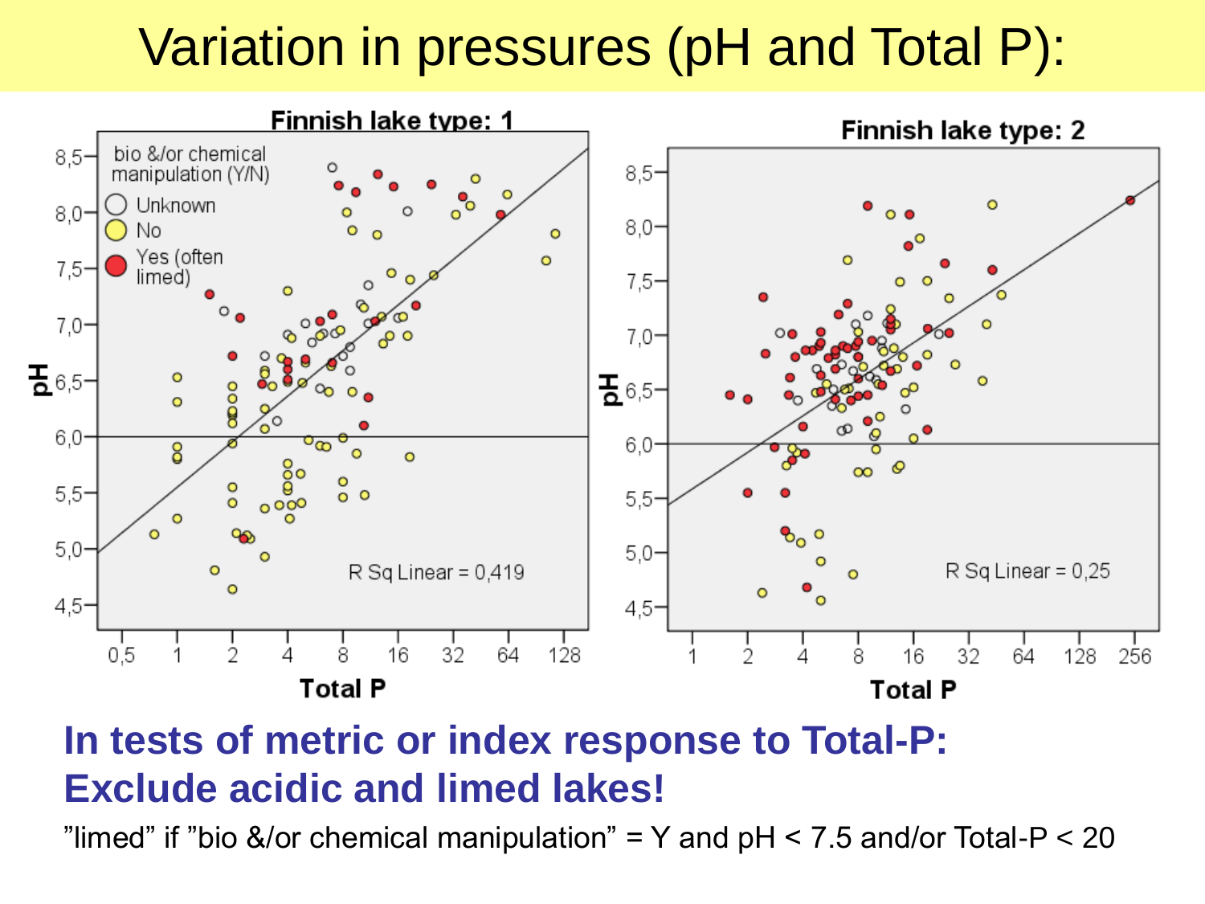# Variation in pressures (pH and Total P):

**Finnish lake type: 1**

bio &/or chemical manipulation (Y/N)
- Unknown
- No
- Yes (often limed)

R Sq Linear = 0,419

pH vs Total P (0,5 – 128)

**Finnish lake type: 2**

R Sq Linear = 0,25

pH vs Total P (1 – 256)

**In tests of metric or index response to Total-P: Exclude acidic and limed lakes!**

”limed” if ”bio &/or chemical manipulation” = Y and pH < 7.5 and/or Total-P < 20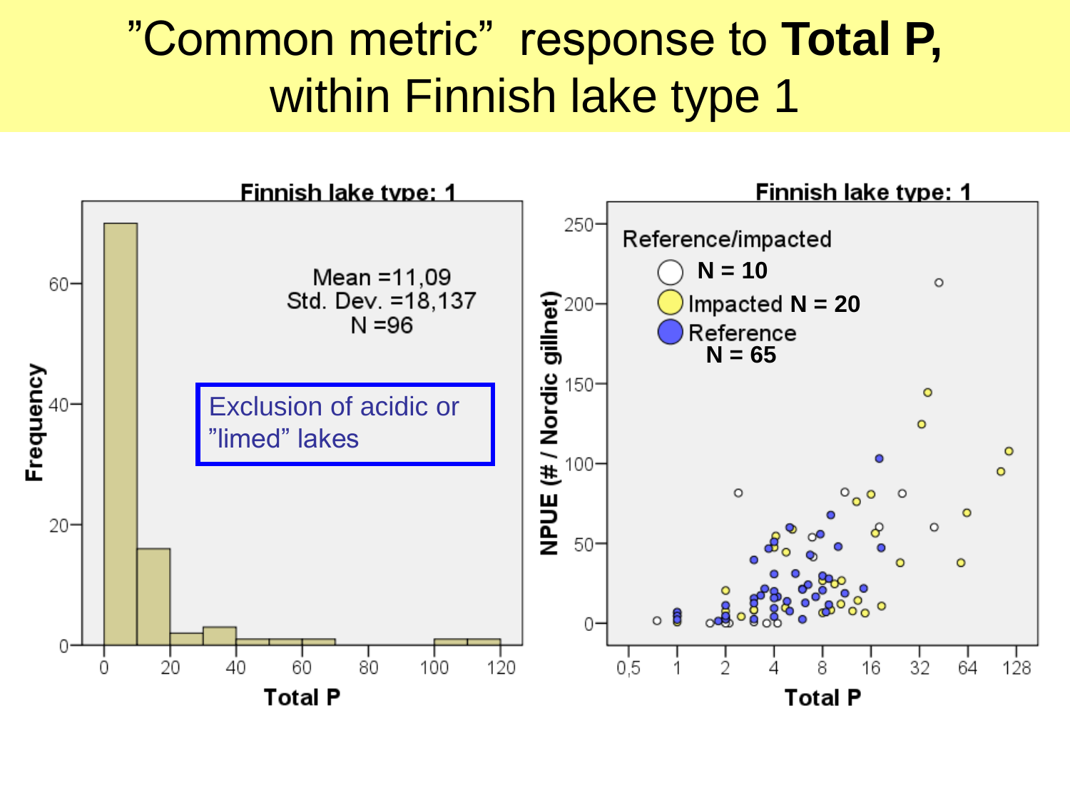# ”Common metric” response to **Total P,** within Finnish lake type 1

Finnish lake type: 1

Mean =11,09
Std. Dev. =18,137
N =96

Exclusion of acidic or ”limed” lakes

Finnish lake type: 1

Reference/impacted

N = 10

Impacted **N = 20**

Reference **N = 65**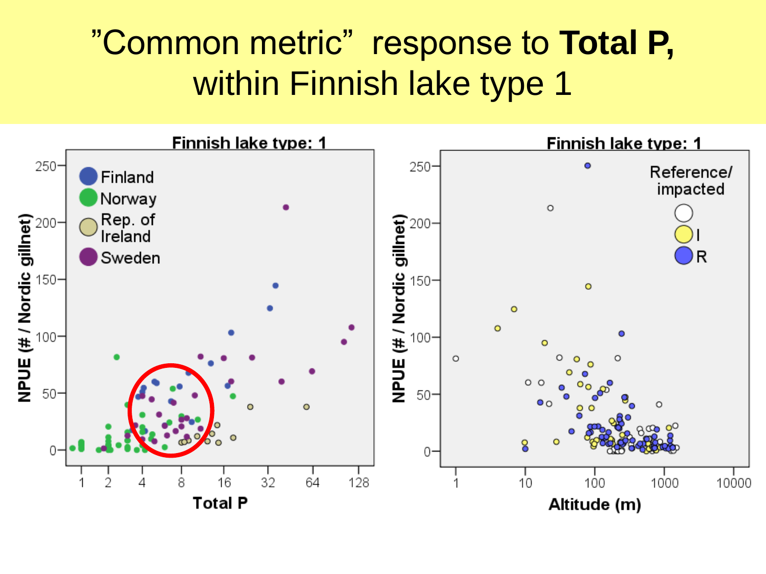# "Common metric" response to **Total P,** within Finnish lake type 1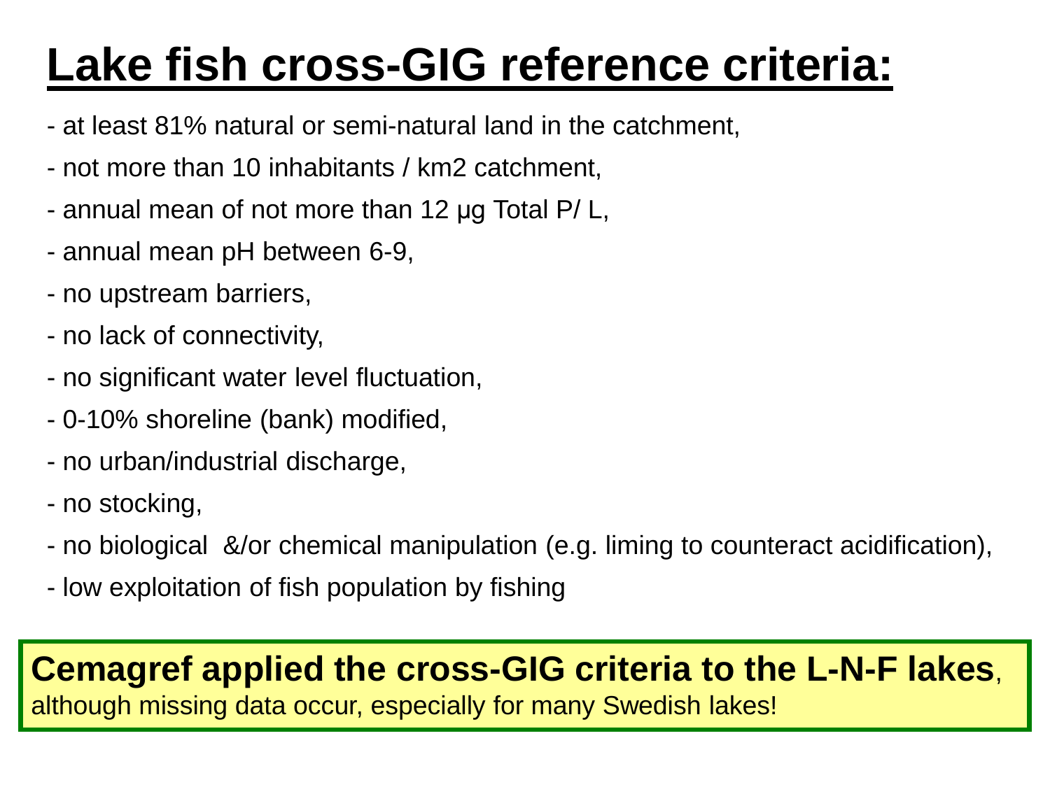# Lake fish cross-GIG reference criteria:

- at least 81% natural or semi-natural land in the catchment,
- not more than 10 inhabitants / km2 catchment,
- annual mean of not more than 12 µg Total P/ L,
- annual mean pH between 6-9,
- no upstream barriers,
- no lack of connectivity,
- no significant water level fluctuation,
- 0-10% shoreline (bank) modified,
- no urban/industrial discharge,
- no stocking,
- no biological &/or chemical manipulation (e.g. liming to counteract acidification),
- low exploitation of fish population by fishing

**Cemagref applied the cross-GIG criteria to the L-N-F lakes**, although missing data occur, especially for many Swedish lakes!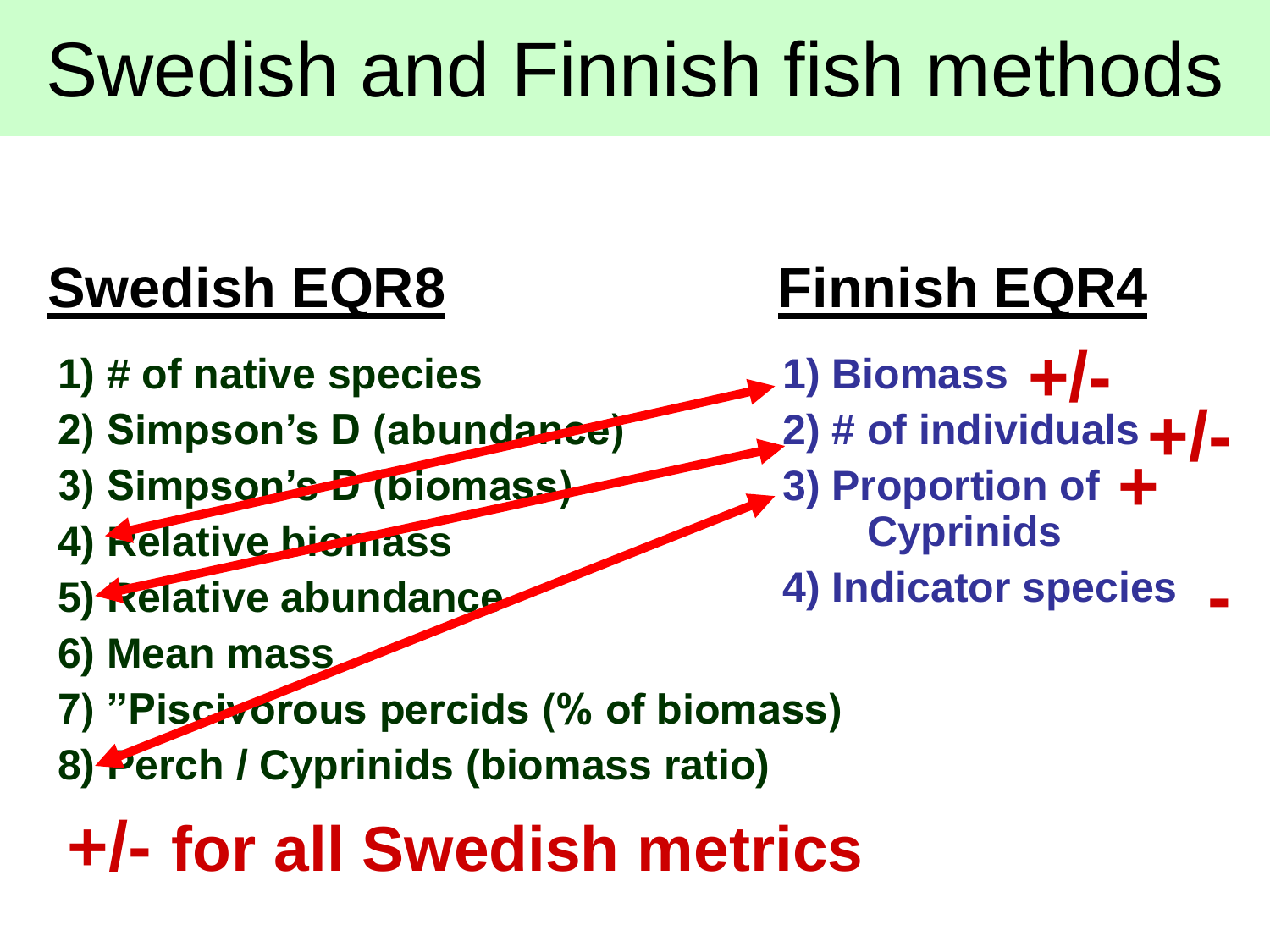# Swedish and Finnish fish methods

## Swedish EQR8

1) # of native species
2) Simpson's D (abundance)
3) Simpson's D (biomass)
4) Relative biomass
5) Relative abundance
6) Mean mass
7) "Piscivorous percids (% of biomass)
8) Perch / Cyprinids (biomass ratio)

**+/- for all Swedish metrics**

## Finnish EQR4

1) Biomass +/-
2) # of individuals +/-
3) Proportion of Cyprinids +
4) Indicator species -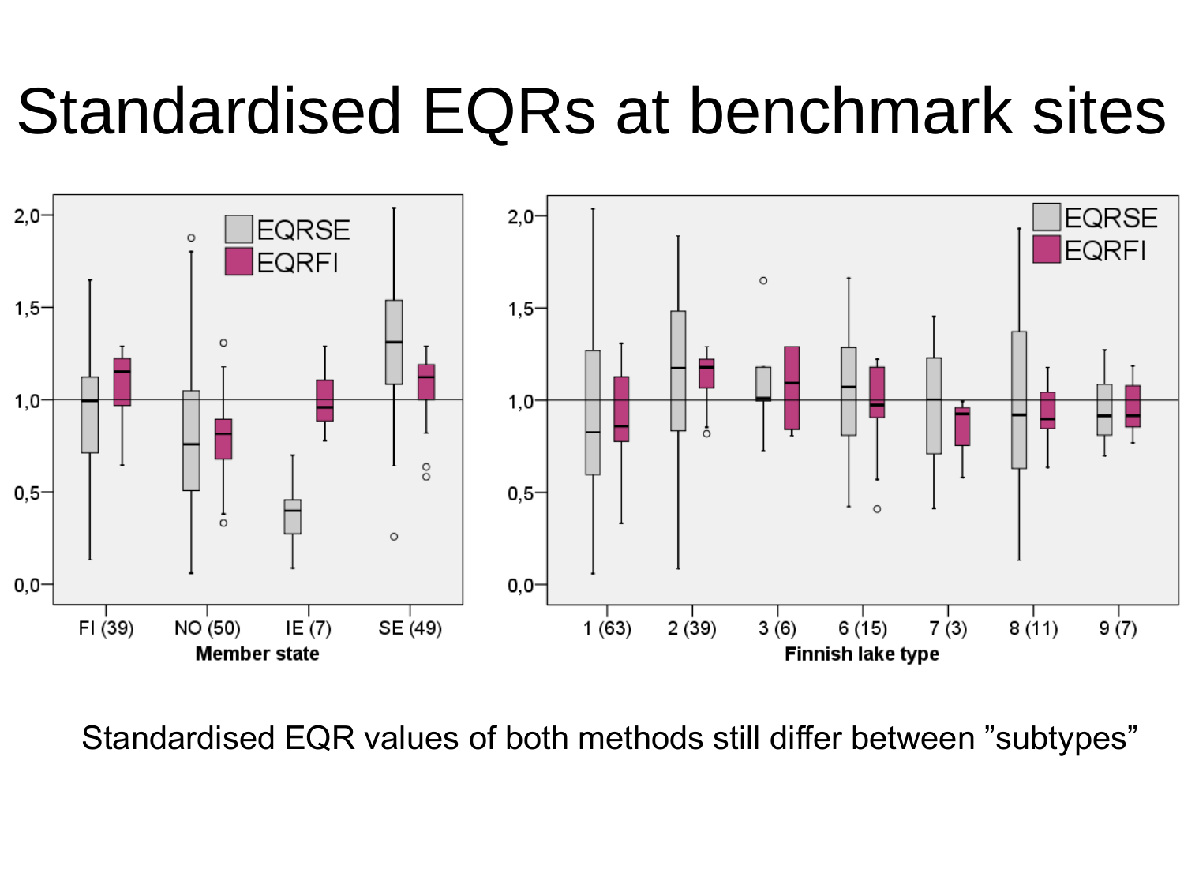# Standardised EQRs at benchmark sites

Standardised EQR values of both methods still differ between ”subtypes”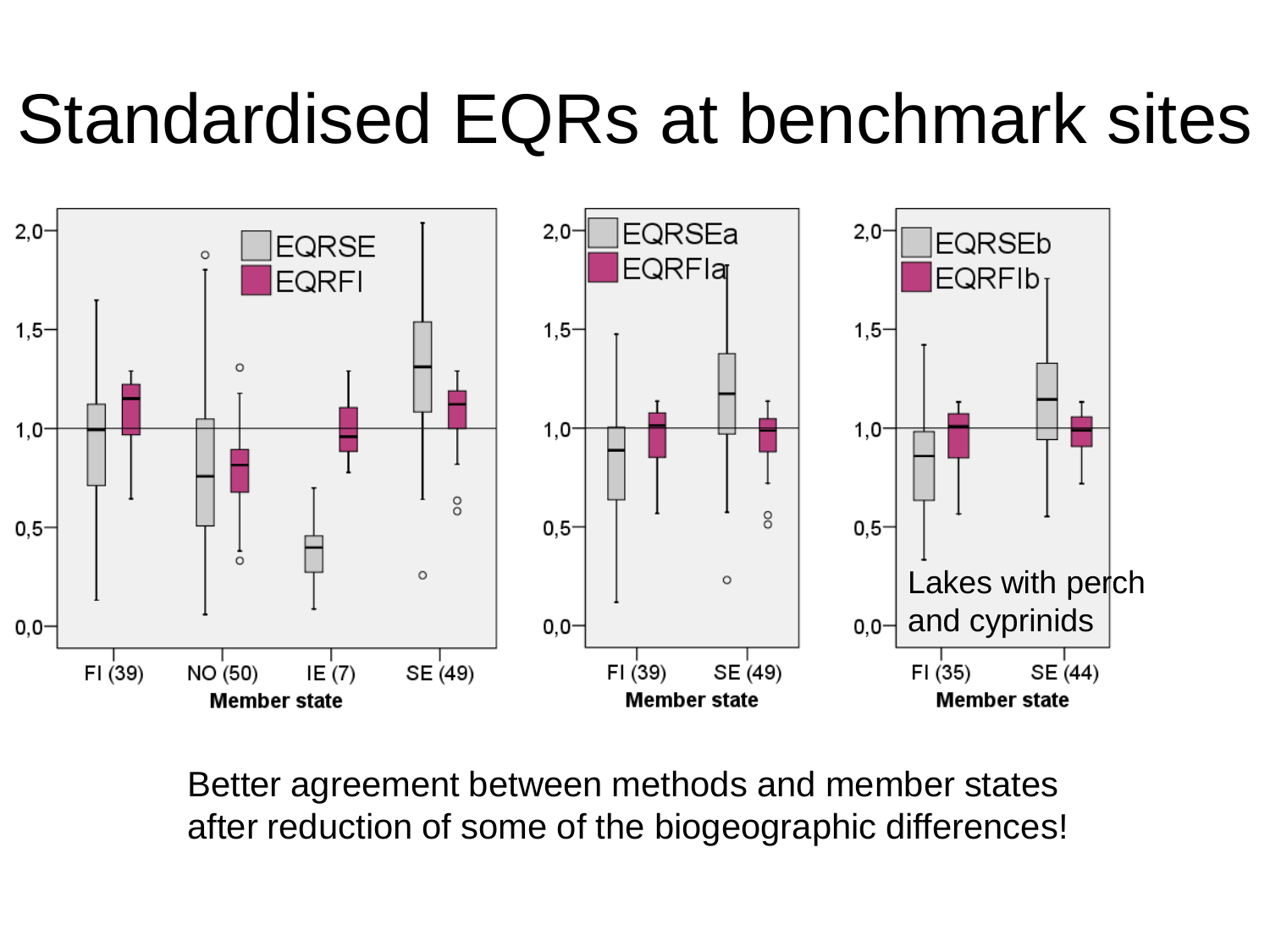# Standardised EQRs at benchmark sites

Lakes with perch and cyprinids

Better agreement between methods and member states after reduction of some of the biogeographic differences!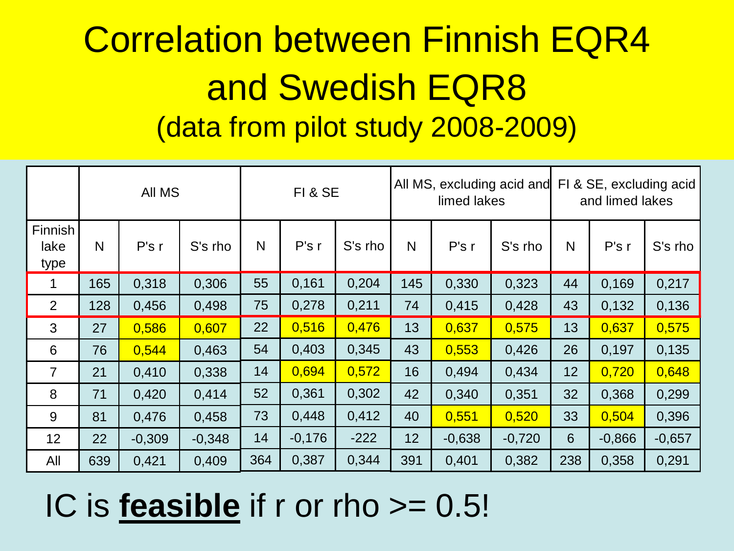# Correlation between Finnish EQR4 and Swedish EQR8

(data from pilot study 2008-2009)

| | All MS | | | FI & SE | | | All MS, excluding acid and limed lakes | | | FI & SE, excluding acid and limed lakes | | |
|---|---|---|---|---|---|---|---|---|---|---|---|---|
| Finnish lake type | N | P's r | S's rho | N | P's r | S's rho | N | P's r | S's rho | N | P's r | S's rho |
| 1 | 165 | 0,318 | 0,306 | 55 | 0,161 | 0,204 | 145 | 0,330 | 0,323 | 44 | 0,169 | 0,217 |
| 2 | 128 | 0,456 | 0,498 | 75 | 0,278 | 0,211 | 74 | 0,415 | 0,428 | 43 | 0,132 | 0,136 |
| 3 | 27 | 0,586 | 0,607 | 22 | 0,516 | 0,476 | 13 | 0,637 | 0,575 | 13 | 0,637 | 0,575 |
| 6 | 76 | 0,544 | 0,463 | 54 | 0,403 | 0,345 | 43 | 0,553 | 0,426 | 26 | 0,197 | 0,135 |
| 7 | 21 | 0,410 | 0,338 | 14 | 0,694 | 0,572 | 16 | 0,494 | 0,434 | 12 | 0,720 | 0,648 |
| 8 | 71 | 0,420 | 0,414 | 52 | 0,361 | 0,302 | 42 | 0,340 | 0,351 | 32 | 0,368 | 0,299 |
| 9 | 81 | 0,476 | 0,458 | 73 | 0,448 | 0,412 | 40 | 0,551 | 0,520 | 33 | 0,504 | 0,396 |
| 12 | 22 | -0,309 | -0,348 | 14 | -0,176 | -222 | 12 | -0,638 | -0,720 | 6 | -0,866 | -0,657 |
| All | 639 | 0,421 | 0,409 | 364 | 0,387 | 0,344 | 391 | 0,401 | 0,382 | 238 | 0,358 | 0,291 |

IC is **feasible** if r or rho >= 0.5!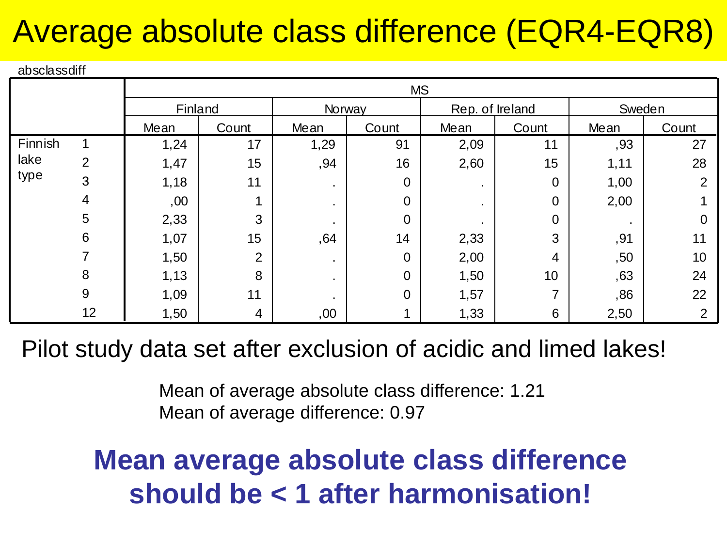# Average absolute class difference (EQR4-EQR8)

absclassdiff

| | | MS | | | | | | | |
|---|---|---|---|---|---|---|---|---|---|
| | | Finland | | Norway | | Rep. of Ireland | | Sweden | |
| | | Mean | Count | Mean | Count | Mean | Count | Mean | Count |
| Finnish lake type | 1 | 1,24 | 17 | 1,29 | 91 | 2,09 | 11 | ,93 | 27 |
| | 2 | 1,47 | 15 | ,94 | 16 | 2,60 | 15 | 1,11 | 28 |
| | 3 | 1,18 | 11 | . | 0 | . | 0 | 1,00 | 2 |
| | 4 | ,00 | 1 | . | 0 | . | 0 | 2,00 | 1 |
| | 5 | 2,33 | 3 | . | 0 | . | 0 | . | 0 |
| | 6 | 1,07 | 15 | ,64 | 14 | 2,33 | 3 | ,91 | 11 |
| | 7 | 1,50 | 2 | . | 0 | 2,00 | 4 | ,50 | 10 |
| | 8 | 1,13 | 8 | . | 0 | 1,50 | 10 | ,63 | 24 |
| | 9 | 1,09 | 11 | . | 0 | 1,57 | 7 | ,86 | 22 |
| | 12 | 1,50 | 4 | ,00 | 1 | 1,33 | 6 | 2,50 | 2 |

Pilot study data set after exclusion of acidic and limed lakes!

Mean of average absolute class difference: 1.21
Mean of average difference: 0.97

**Mean average absolute class difference should be < 1 after harmonisation!**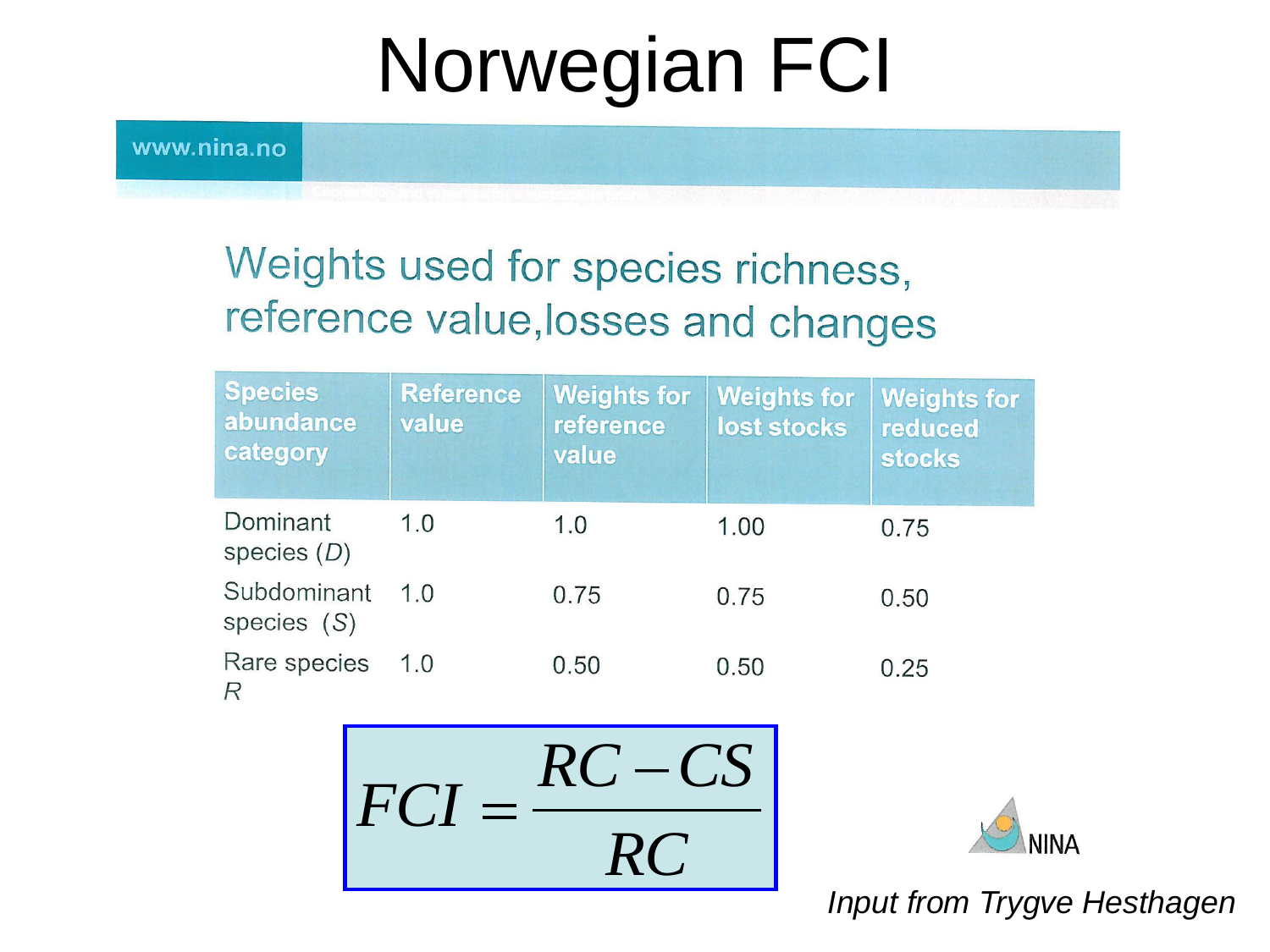# Norwegian FCI

www.nina.no

## Weights used for species richness, reference value,losses and changes

| Species abundance category | Reference value | Weights for reference value | Weights for lost stocks | Weights for reduced stocks |
|---|---|---|---|---|
| Dominant species (*D*) | 1.0 | 1.0 | 1.00 | 0.75 |
| Subdominant species (*S*) | 1.0 | 0.75 | 0.75 | 0.50 |
| Rare species *R* | 1.0 | 0.50 | 0.50 | 0.25 |

$$FCI = \frac{RC - CS}{RC}$$

NINA

*Input from Trygve Hesthagen*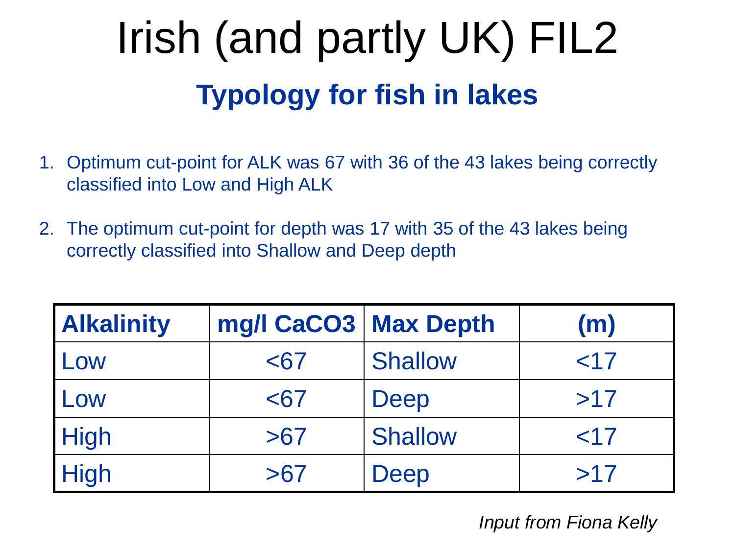# Irish (and partly UK) FIL2

## Typology for fish in lakes

1. Optimum cut-point for ALK was 67 with 36 of the 43 lakes being correctly classified into Low and High ALK

2. The optimum cut-point for depth was 17 with 35 of the 43 lakes being correctly classified into Shallow and Deep depth

| Alkalinity | mg/l CaCO3 | Max Depth | (m) |
|---|---|---|---|
| Low | <67 | Shallow | <17 |
| Low | <67 | Deep | >17 |
| High | >67 | Shallow | <17 |
| High | >67 | Deep | >17 |

*Input from Fiona Kelly*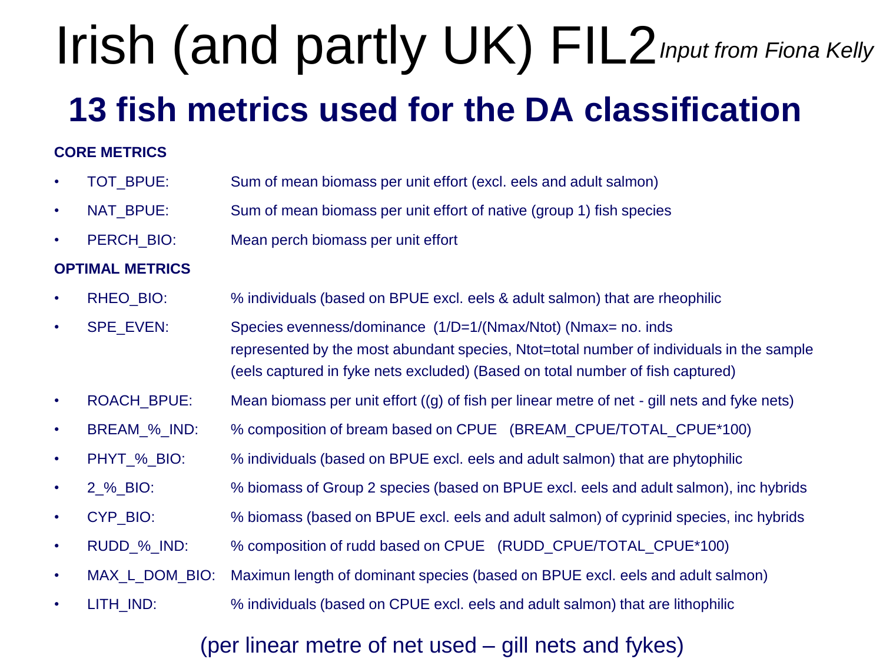# Irish (and partly UK) FIL2 *Input from Fiona Kelly*

## 13 fish metrics used for the DA classification

**CORE METRICS**

- TOT_BPUE: Sum of mean biomass per unit effort (excl. eels and adult salmon)
- NAT_BPUE: Sum of mean biomass per unit effort of native (group 1) fish species
- PERCH_BIO: Mean perch biomass per unit effort

**OPTIMAL METRICS**

- RHEO_BIO: % individuals (based on BPUE excl. eels & adult salmon) that are rheophilic
- SPE_EVEN: Species evenness/dominance (1/D=1/(Nmax/Ntot) (Nmax= no. inds represented by the most abundant species, Ntot=total number of individuals in the sample (eels captured in fyke nets excluded) (Based on total number of fish captured)
- ROACH_BPUE: Mean biomass per unit effort ((g) of fish per linear metre of net - gill nets and fyke nets)
- BREAM_%_IND: % composition of bream based on CPUE (BREAM_CPUE/TOTAL_CPUE*100)
- PHYT_%_BIO: % individuals (based on BPUE excl. eels and adult salmon) that are phytophilic
- 2_%_BIO: % biomass of Group 2 species (based on BPUE excl. eels and adult salmon), inc hybrids
- CYP_BIO: % biomass (based on BPUE excl. eels and adult salmon) of cyprinid species, inc hybrids
- RUDD_%_IND: % composition of rudd based on CPUE (RUDD_CPUE/TOTAL_CPUE*100)
- MAX_L_DOM_BIO: Maximun length of dominant species (based on BPUE excl. eels and adult salmon)
- LITH_IND: % individuals (based on CPUE excl. eels and adult salmon) that are lithophilic

(per linear metre of net used – gill nets and fykes)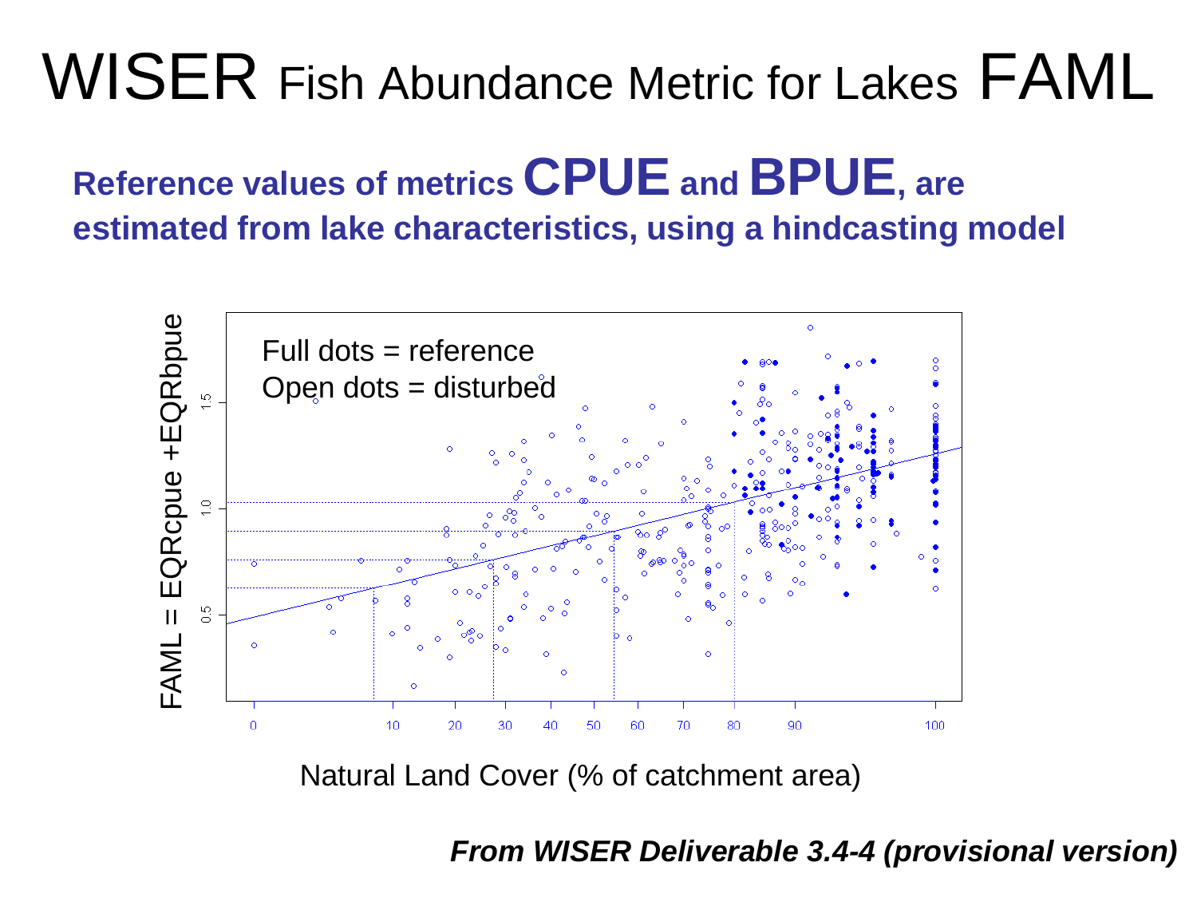# WISER Fish Abundance Metric for Lakes FAML

**Reference values of metrics CPUE and BPUE, are estimated from lake characteristics, using a hindcasting model**

Full dots = reference
Open dots = disturbed

FAML = EQRcpue +EQRbpue

Natural Land Cover (% of catchment area)

***From WISER Deliverable 3.4-4 (provisional version)***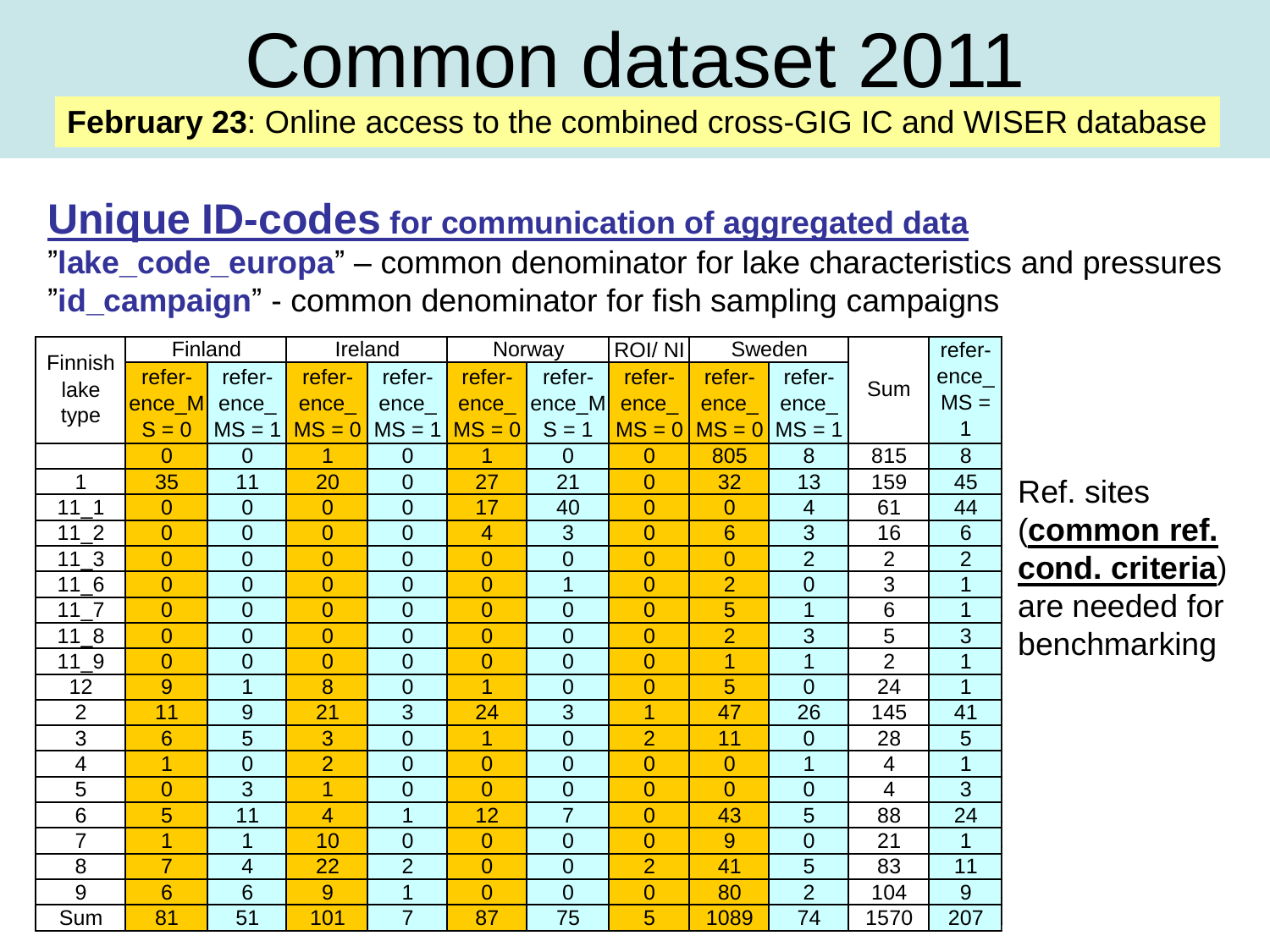# Common dataset 2011

**February 23**: Online access to the combined cross-GIG IC and WISER database

## Unique ID-codes for communication of aggregated data

"**lake_code_europa**" – common denominator for lake characteristics and pressures

"**id_campaign**" - common denominator for fish sampling campaigns

| Finnish lake type | Finland | | Ireland | | Norway | | ROI/ NI | Sweden | | Sum | reference_MS = 1 |
|---|---|---|---|---|---|---|---|---|---|---|---|
| | reference_MS = 0 | reference_MS = 1 | reference_MS = 0 | reference_MS = 1 | reference_MS = 0 | reference_MS = 1 | reference_MS = 0 | reference_MS = 0 | reference_MS = 1 | | |
| | 0 | 0 | 1 | 0 | 1 | 0 | 0 | 805 | 8 | 815 | 8 |
| 1 | 35 | 11 | 20 | 0 | 27 | 21 | 0 | 32 | 13 | 159 | 45 |
| 11_1 | 0 | 0 | 0 | 0 | 17 | 40 | 0 | 0 | 4 | 61 | 44 |
| 11_2 | 0 | 0 | 0 | 0 | 4 | 3 | 0 | 6 | 3 | 16 | 6 |
| 11_3 | 0 | 0 | 0 | 0 | 0 | 0 | 0 | 0 | 2 | 2 | 2 |
| 11_6 | 0 | 0 | 0 | 0 | 0 | 1 | 0 | 2 | 0 | 3 | 1 |
| 11_7 | 0 | 0 | 0 | 0 | 0 | 0 | 0 | 5 | 1 | 6 | 1 |
| 11_8 | 0 | 0 | 0 | 0 | 0 | 0 | 0 | 2 | 3 | 5 | 3 |
| 11_9 | 0 | 0 | 0 | 0 | 0 | 0 | 0 | 1 | 1 | 2 | 1 |
| 12 | 9 | 1 | 8 | 0 | 1 | 0 | 0 | 5 | 0 | 24 | 1 |
| 2 | 11 | 9 | 21 | 3 | 24 | 3 | 1 | 47 | 26 | 145 | 41 |
| 3 | 6 | 5 | 3 | 0 | 1 | 0 | 2 | 11 | 0 | 28 | 5 |
| 4 | 1 | 0 | 2 | 0 | 0 | 0 | 0 | 0 | 1 | 4 | 1 |
| 5 | 0 | 3 | 1 | 0 | 0 | 0 | 0 | 0 | 0 | 4 | 3 |
| 6 | 5 | 11 | 4 | 1 | 12 | 7 | 0 | 43 | 5 | 88 | 24 |
| 7 | 1 | 1 | 10 | 0 | 0 | 0 | 0 | 9 | 0 | 21 | 1 |
| 8 | 7 | 4 | 22 | 2 | 0 | 0 | 2 | 41 | 5 | 83 | 11 |
| 9 | 6 | 6 | 9 | 1 | 0 | 0 | 0 | 80 | 2 | 104 | 9 |
| Sum | 81 | 51 | 101 | 7 | 87 | 75 | 5 | 1089 | 74 | 1570 | 207 |

Ref. sites (**common ref. cond. criteria**) are needed for benchmarking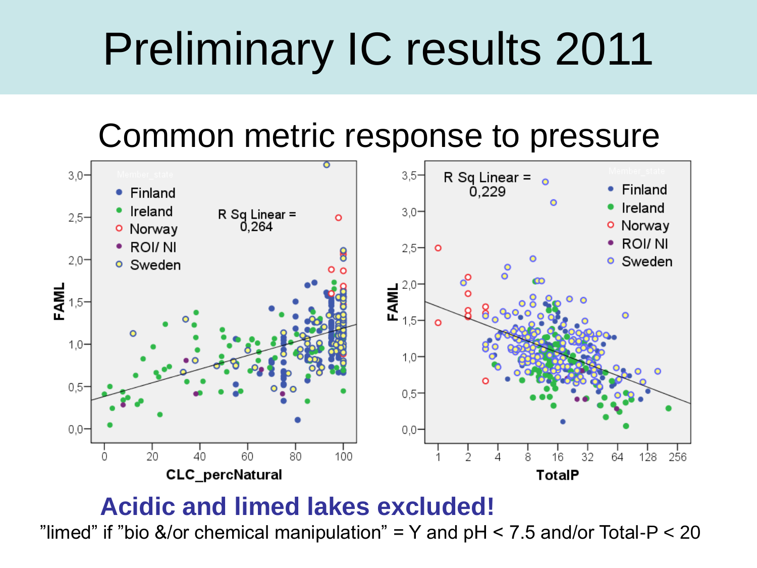# Preliminary IC results 2011

## Common metric response to pressure

**Acidic and limed lakes excluded!**

”limed” if ”bio &/or chemical manipulation” = Y and pH < 7.5 and/or Total-P < 20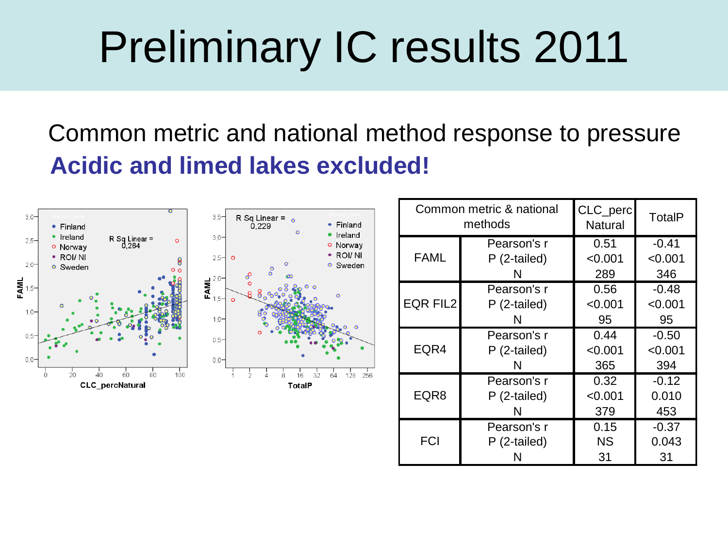# Preliminary IC results 2011

Common metric and national method response to pressure

**Acidic and limed lakes excluded!**

| Common metric & national methods | | CLC_perc Natural | TotalP |
|---|---|---|---|
| FAML | Pearson's r | 0.51 | -0.41 |
| | P (2-tailed) | <0.001 | <0.001 |
| | N | 289 | 346 |
| EQR FIL2 | Pearson's r | 0.56 | -0.48 |
| | P (2-tailed) | <0.001 | <0.001 |
| | N | 95 | 95 |
| EQR4 | Pearson's r | 0.44 | -0.50 |
| | P (2-tailed) | <0.001 | <0.001 |
| | N | 365 | 394 |
| EQR8 | Pearson's r | 0.32 | -0.12 |
| | P (2-tailed) | <0.001 | 0.010 |
| | N | 379 | 453 |
| FCI | Pearson's r | 0.15 | -0.37 |
| | P (2-tailed) | NS | 0.043 |
| | N | 31 | 31 |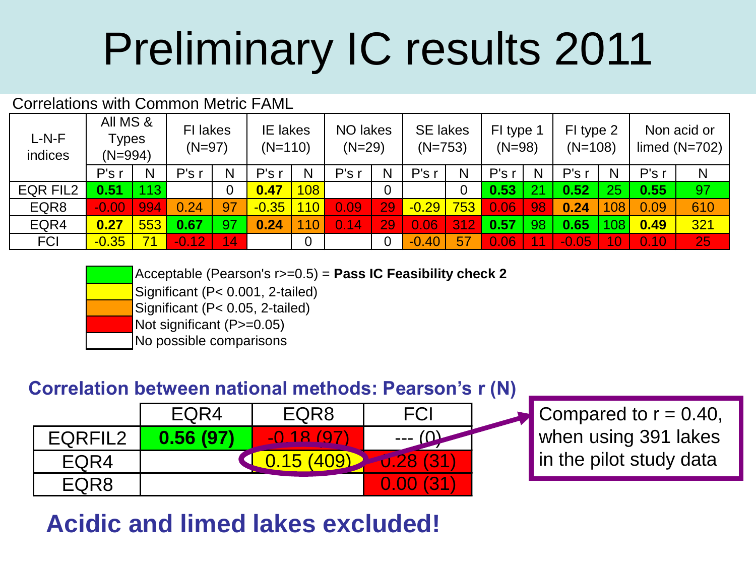# Preliminary IC results 2011

Correlations with Common Metric FAML

| L-N-F indices | All MS & Types (N=994) | | FI lakes (N=97) | | IE lakes (N=110) | | NO lakes (N=29) | | SE lakes (N=753) | | FI type 1 (N=98) | | FI type 2 (N=108) | | Non acid or limed (N=702) | |
|---|---|---|---|---|---|---|---|---|---|---|---|---|---|---|---|---|
| | P's r | N | P's r | N | P's r | N | P's r | N | P's r | N | P's r | N | P's r | N | P's r | N |
| EQR FIL2 | **0.51** | 113 | | 0 | **0.47** | 108 | | 0 | | 0 | **0.53** | 21 | **0.52** | 25 | **0.55** | 97 |
| EQR8 | -0.00 | 994 | 0.24 | 97 | -0.35 | 110 | 0.09 | 29 | -0.29 | 753 | 0.06 | 98 | **0.24** | 108 | 0.09 | 610 |
| EQR4 | **0.27** | 553 | **0.67** | 97 | **0.24** | 110 | 0.14 | 29 | 0.06 | 312 | **0.57** | 98 | **0.65** | 108 | **0.49** | 321 |
| FCI | -0.35 | 71 | -0.12 | 14 | | 0 | | 0 | -0.40 | 57 | 0.06 | 11 | -0.05 | 10 | 0.10 | 25 |

- Green: Acceptable (Pearson's r>=0.5) = **Pass IC Feasibility check 2**
- Yellow: Significant (P< 0.001, 2-tailed)
- Orange: Significant (P< 0.05, 2-tailed)
- Red: Not significant (P>=0.05)
- White: No possible comparisons

**Correlation between national methods: Pearson's r (N)**

| | EQR4 | EQR8 | FCI |
|---|---|---|---|
| EQRFIL2 | **0.56 (97)** | -0.18 (97) | --- (0) |
| EQR4 | | 0.15 (409) | 0.28 (31) |
| EQR8 | | | 0.00 (31) |

Compared to r = 0.40, when using 391 lakes in the pilot study data

**Acidic and limed lakes excluded!**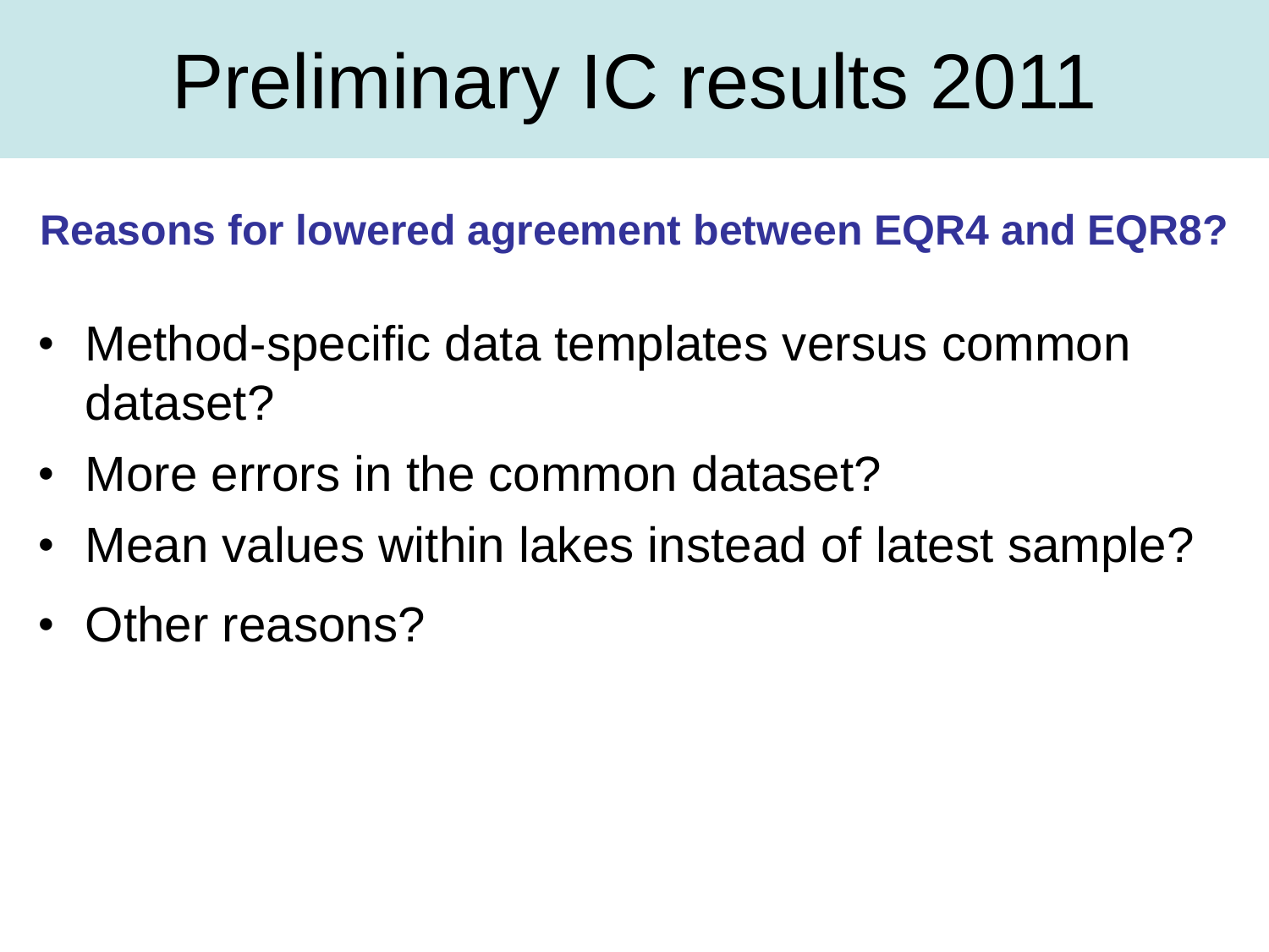# Preliminary IC results 2011

**Reasons for lowered agreement between EQR4 and EQR8?**

- Method-specific data templates versus common dataset?
- More errors in the common dataset?
- Mean values within lakes instead of latest sample?
- Other reasons?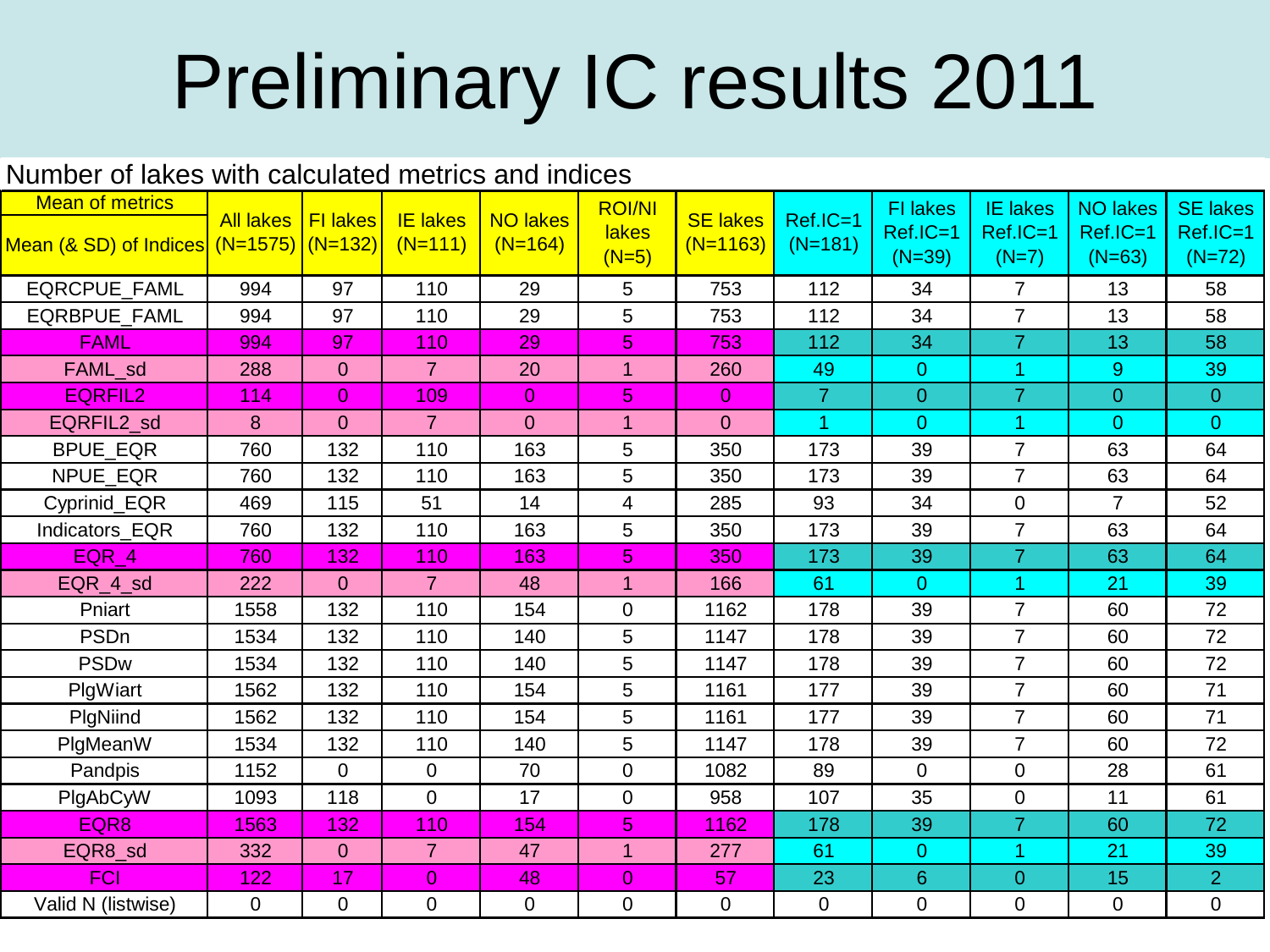# Preliminary IC results 2011

Number of lakes with calculated metrics and indices

| Mean of metrics<br>Mean (& SD) of Indices | All lakes (N=1575) | FI lakes (N=132) | IE lakes (N=111) | NO lakes (N=164) | ROI/NI lakes (N=5) | SE lakes (N=1163) | Ref.IC=1 (N=181) | FI lakes Ref.IC=1 (N=39) | IE lakes Ref.IC=1 (N=7) | NO lakes Ref.IC=1 (N=63) | SE lakes Ref.IC=1 (N=72) |
|---|---|---|---|---|---|---|---|---|---|---|---|
| EQRCPUE_FAML | 994 | 97 | 110 | 29 | 5 | 753 | 112 | 34 | 7 | 13 | 58 |
| EQRBPUE_FAML | 994 | 97 | 110 | 29 | 5 | 753 | 112 | 34 | 7 | 13 | 58 |
| FAML | 994 | 97 | 110 | 29 | 5 | 753 | 112 | 34 | 7 | 13 | 58 |
| FAML_sd | 288 | 0 | 7 | 20 | 1 | 260 | 49 | 0 | 1 | 9 | 39 |
| EQRFIL2 | 114 | 0 | 109 | 0 | 5 | 0 | 7 | 0 | 7 | 0 | 0 |
| EQRFIL2_sd | 8 | 0 | 7 | 0 | 1 | 0 | 1 | 0 | 1 | 0 | 0 |
| BPUE_EQR | 760 | 132 | 110 | 163 | 5 | 350 | 173 | 39 | 7 | 63 | 64 |
| NPUE_EQR | 760 | 132 | 110 | 163 | 5 | 350 | 173 | 39 | 7 | 63 | 64 |
| Cyprinid_EQR | 469 | 115 | 51 | 14 | 4 | 285 | 93 | 34 | 0 | 7 | 52 |
| Indicators_EQR | 760 | 132 | 110 | 163 | 5 | 350 | 173 | 39 | 7 | 63 | 64 |
| EQR_4 | 760 | 132 | 110 | 163 | 5 | 350 | 173 | 39 | 7 | 63 | 64 |
| EQR_4_sd | 222 | 0 | 7 | 48 | 1 | 166 | 61 | 0 | 1 | 21 | 39 |
| Pniart | 1558 | 132 | 110 | 154 | 0 | 1162 | 178 | 39 | 7 | 60 | 72 |
| PSDn | 1534 | 132 | 110 | 140 | 5 | 1147 | 178 | 39 | 7 | 60 | 72 |
| PSDw | 1534 | 132 | 110 | 140 | 5 | 1147 | 178 | 39 | 7 | 60 | 72 |
| PlgWiart | 1562 | 132 | 110 | 154 | 5 | 1161 | 177 | 39 | 7 | 60 | 71 |
| PlgNiind | 1562 | 132 | 110 | 154 | 5 | 1161 | 177 | 39 | 7 | 60 | 71 |
| PlgMeanW | 1534 | 132 | 110 | 140 | 5 | 1147 | 178 | 39 | 7 | 60 | 72 |
| Pandpis | 1152 | 0 | 0 | 70 | 0 | 1082 | 89 | 0 | 0 | 28 | 61 |
| PlgAbCyW | 1093 | 118 | 0 | 17 | 0 | 958 | 107 | 35 | 0 | 11 | 61 |
| EQR8 | 1563 | 132 | 110 | 154 | 5 | 1162 | 178 | 39 | 7 | 60 | 72 |
| EQR8_sd | 332 | 0 | 7 | 47 | 1 | 277 | 61 | 0 | 1 | 21 | 39 |
| FCI | 122 | 17 | 0 | 48 | 0 | 57 | 23 | 6 | 0 | 15 | 2 |
| Valid N (listwise) | 0 | 0 | 0 | 0 | 0 | 0 | 0 | 0 | 0 | 0 | 0 |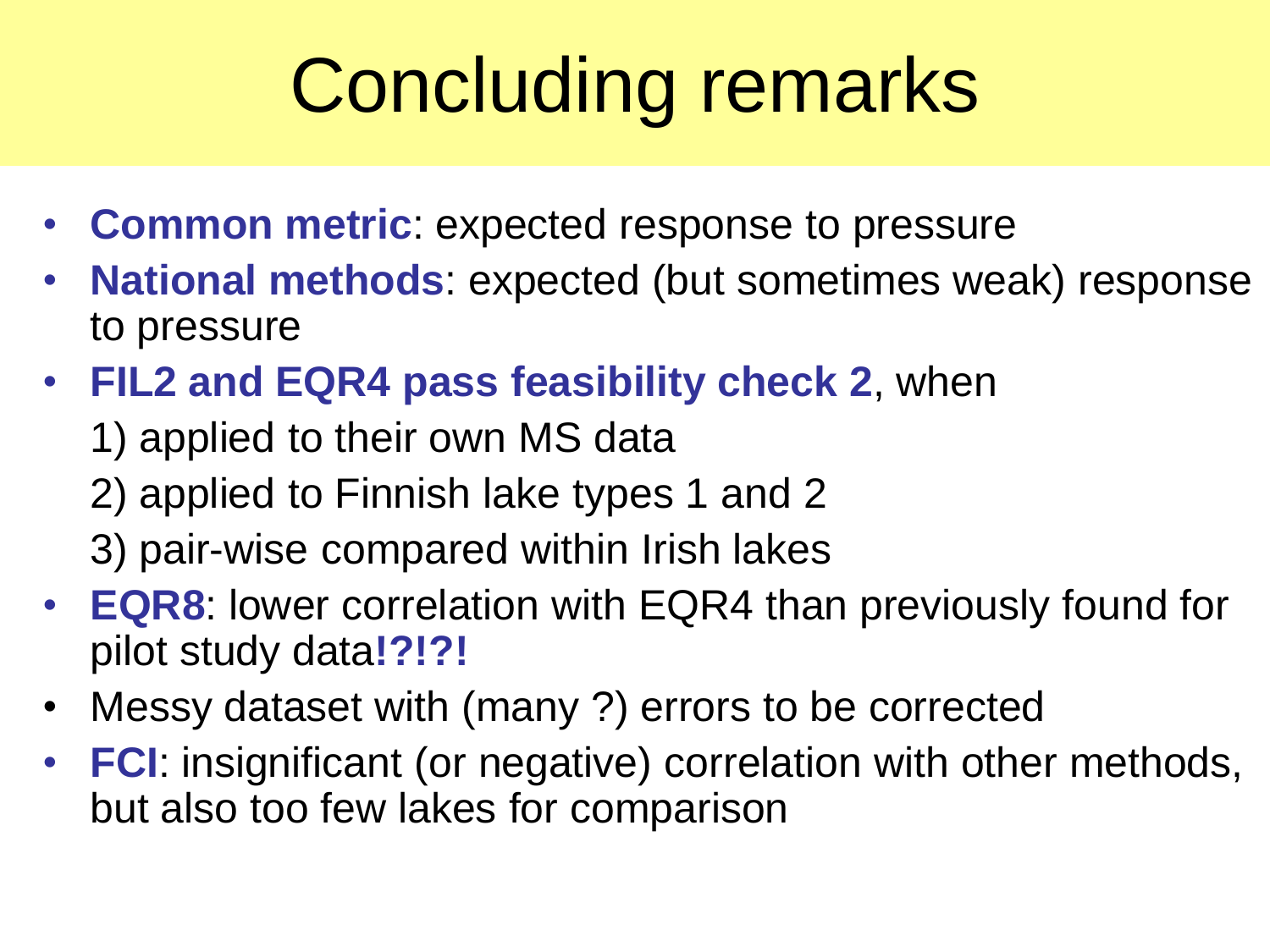# Concluding remarks

- **Common metric**: expected response to pressure
- **National methods**: expected (but sometimes weak) response to pressure
- **FIL2 and EQR4 pass feasibility check 2**, when

  1) applied to their own MS data

  2) applied to Finnish lake types 1 and 2

  3) pair-wise compared within Irish lakes
- **EQR8**: lower correlation with EQR4 than previously found for pilot study data**!?!?!**
- Messy dataset with (many ?) errors to be corrected
- **FCI**: insignificant (or negative) correlation with other methods, but also too few lakes for comparison